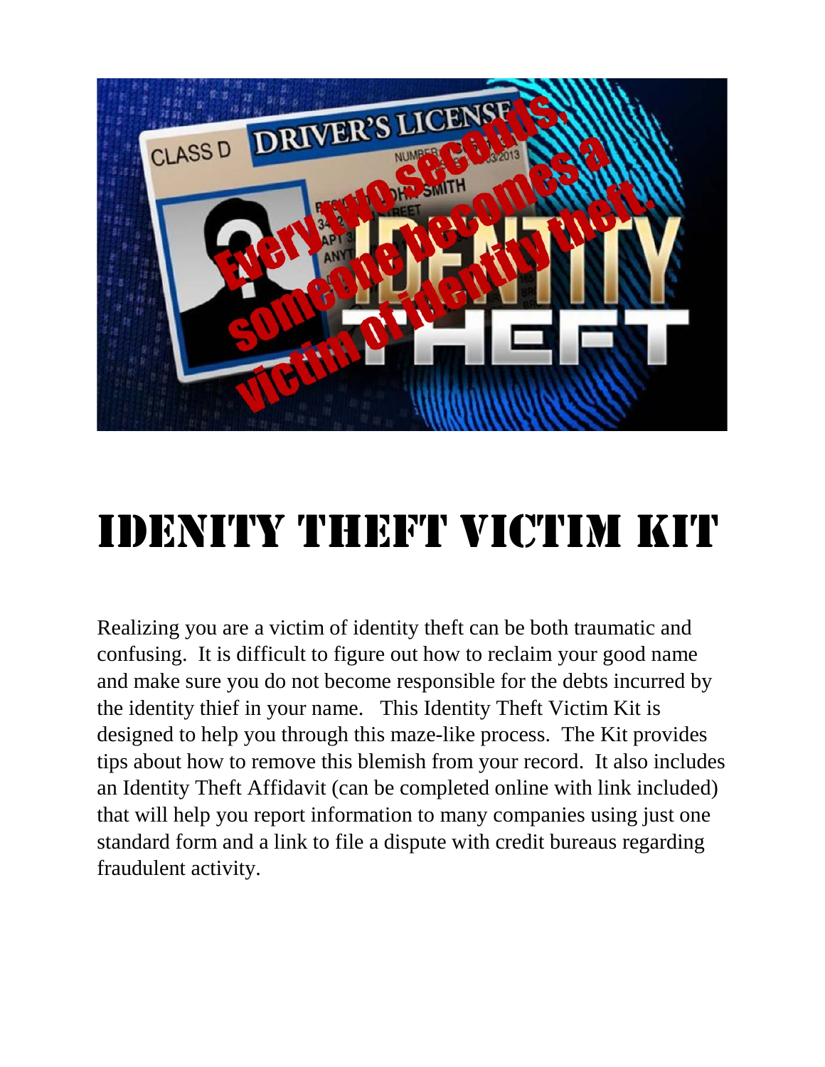# IDENITY THEFT VICTIM KIT

Realizing you are a victim of identity theft can be both traumatic and confusing. It is difficult to figure out how to reclaim your good name and make sure you do not become responsible for the debts incurred by the identity thief in your name. This Identity Theft Victim Kit is designed to help you through this maze-like process. The Kit provides tips about how to remove this blemish from your record. It also includes an Identity Theft Affidavit (can be completed online with link included) that will help you report information to many companies using just one standard form and a link to file a dispute with credit bureaus regarding fraudulent activity.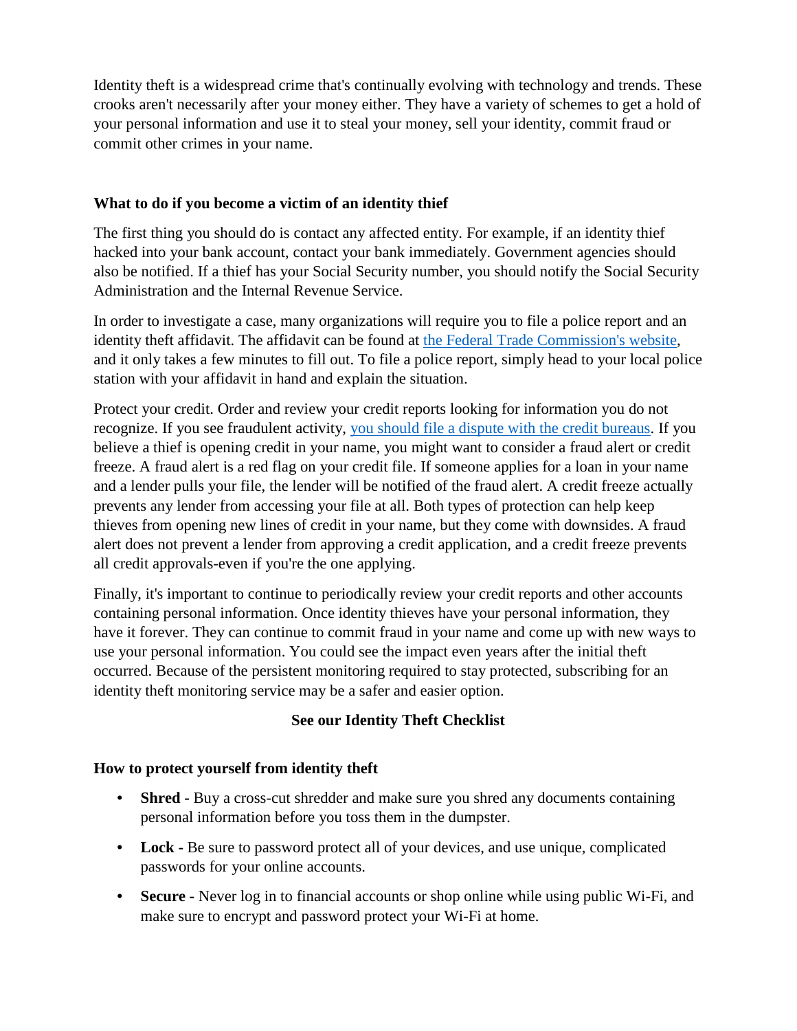Identity theft is a widespread crime that's continually evolving with technology and trends. These crooks aren't necessarily after your money either. They have a variety of schemes to get a hold of your personal information and use it to steal your money, sell your identity, commit fraud or commit other crimes in your name.

### What to do if you become a victim of an identity thief

The first thing you should do is contact any affected entity. For example, if an identity thief hacked into your bank account, contact your bank immediately. Government agencies should also be notified. If a thief has your Social Security number, you should notify the Social Security Administration and the Internal Revenue Service.

In order to investigate a case, many organizations will require you to file a police report and an identity theft affidavit. The affidavit can be found at the Federal Trade Commission's website, and it only takes a few minutes to fill out. To file a police report, simply head to your local police station with your affidavit in hand and explain the situation.

Protect your credit. Order and review your credit reports looking for information you do not recognize. If you see fraudulent activity, you should file a dispute with the credit bureaus. If you believe a thief is opening credit in your name, you might want to consider a fraud alert or credit freeze. A fraud alert is a red flag on your credit file. If someone applies for a loan in your name and a lender pulls your file, the lender will be notified of the fraud alert. A credit freeze actually prevents any lender from accessing your file at all. Both types of protection can help keep thieves from opening new lines of credit in your name, but they come with downsides. A fraud alert does not prevent a lender from approving a credit application, and a credit freeze prevents all credit approvals-even if you're the one applying.

Finally, it's important to continue to periodically review your credit reports and other accounts containing personal information. Once identity thieves have your personal information, they have it forever. They can continue to commit fraud in your name and come up with new ways to use your personal information. You could see the impact even years after the initial theft occurred. Because of the persistent monitoring required to stay protected, subscribing for an identity theft monitoring service may be a safer and easier option.

**See our Identity Theft Checklist**

### How to protect yourself from identity theft

- **Shred -** Buy a cross-cut shredder and make sure you shred any documents containing personal information before you toss them in the dumpster.
- **Lock -** Be sure to password protect all of your devices, and use unique, complicated passwords for your online accounts.
- **Secure -** Never log in to financial accounts or shop online while using public Wi-Fi, and make sure to encrypt and password protect your Wi-Fi at home.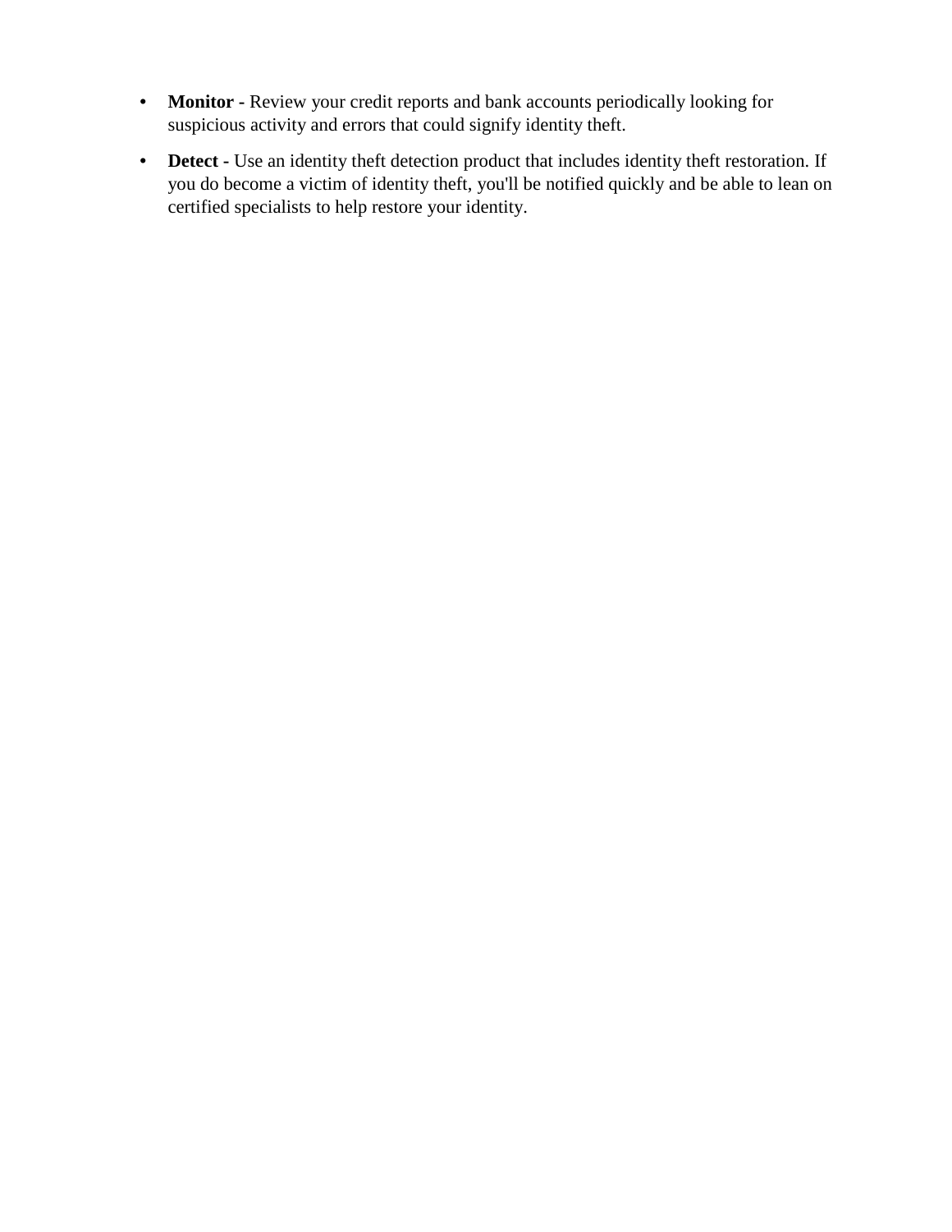- **Monitor -** Review your credit reports and bank accounts periodically looking for suspicious activity and errors that could signify identity theft.
- **Detect -** Use an identity theft detection product that includes identity theft restoration. If you do become a victim of identity theft, you'll be notified quickly and be able to lean on certified specialists to help restore your identity.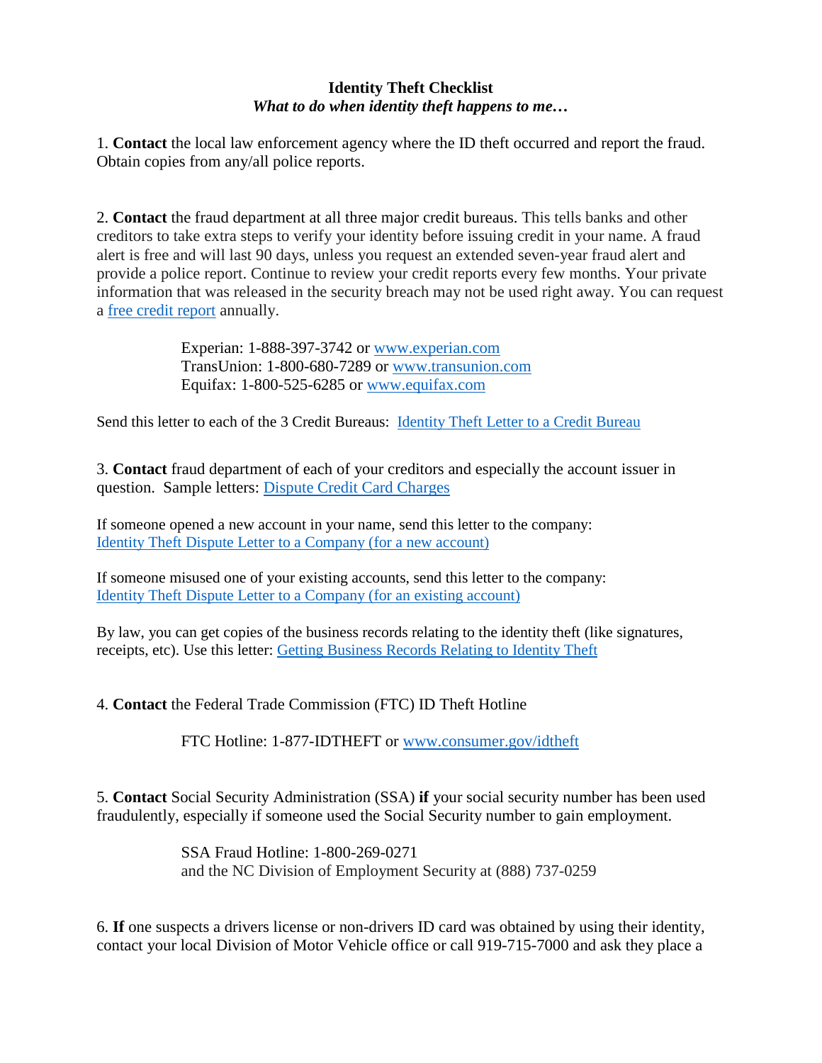**Identity Theft Checklist**
***What to do when identity theft happens to me…***

1. **Contact** the local law enforcement agency where the ID theft occurred and report the fraud. Obtain copies from any/all police reports.

2. **Contact** the fraud department at all three major credit bureaus. This tells banks and other creditors to take extra steps to verify your identity before issuing credit in your name. A fraud alert is free and will last 90 days, unless you request an extended seven-year fraud alert and provide a police report. Continue to review your credit reports every few months. Your private information that was released in the security breach may not be used right away. You can request a free credit report annually.

   Experian: 1-888-397-3742 or www.experian.com
   TransUnion: 1-800-680-7289 or www.transunion.com
   Equifax: 1-800-525-6285 or www.equifax.com

Send this letter to each of the 3 Credit Bureaus: Identity Theft Letter to a Credit Bureau

3. **Contact** fraud department of each of your creditors and especially the account issuer in question. Sample letters: Dispute Credit Card Charges

If someone opened a new account in your name, send this letter to the company:
Identity Theft Dispute Letter to a Company (for a new account)

If someone misused one of your existing accounts, send this letter to the company:
Identity Theft Dispute Letter to a Company (for an existing account)

By law, you can get copies of the business records relating to the identity theft (like signatures, receipts, etc). Use this letter: Getting Business Records Relating to Identity Theft

4. **Contact** the Federal Trade Commission (FTC) ID Theft Hotline

   FTC Hotline: 1-877-IDTHEFT or www.consumer.gov/idtheft

5. **Contact** Social Security Administration (SSA) **if** your social security number has been used fraudulently, especially if someone used the Social Security number to gain employment.

   SSA Fraud Hotline: 1-800-269-0271
   and the NC Division of Employment Security at (888) 737-0259

6. **If** one suspects a drivers license or non-drivers ID card was obtained by using their identity, contact your local Division of Motor Vehicle office or call 919-715-7000 and ask they place a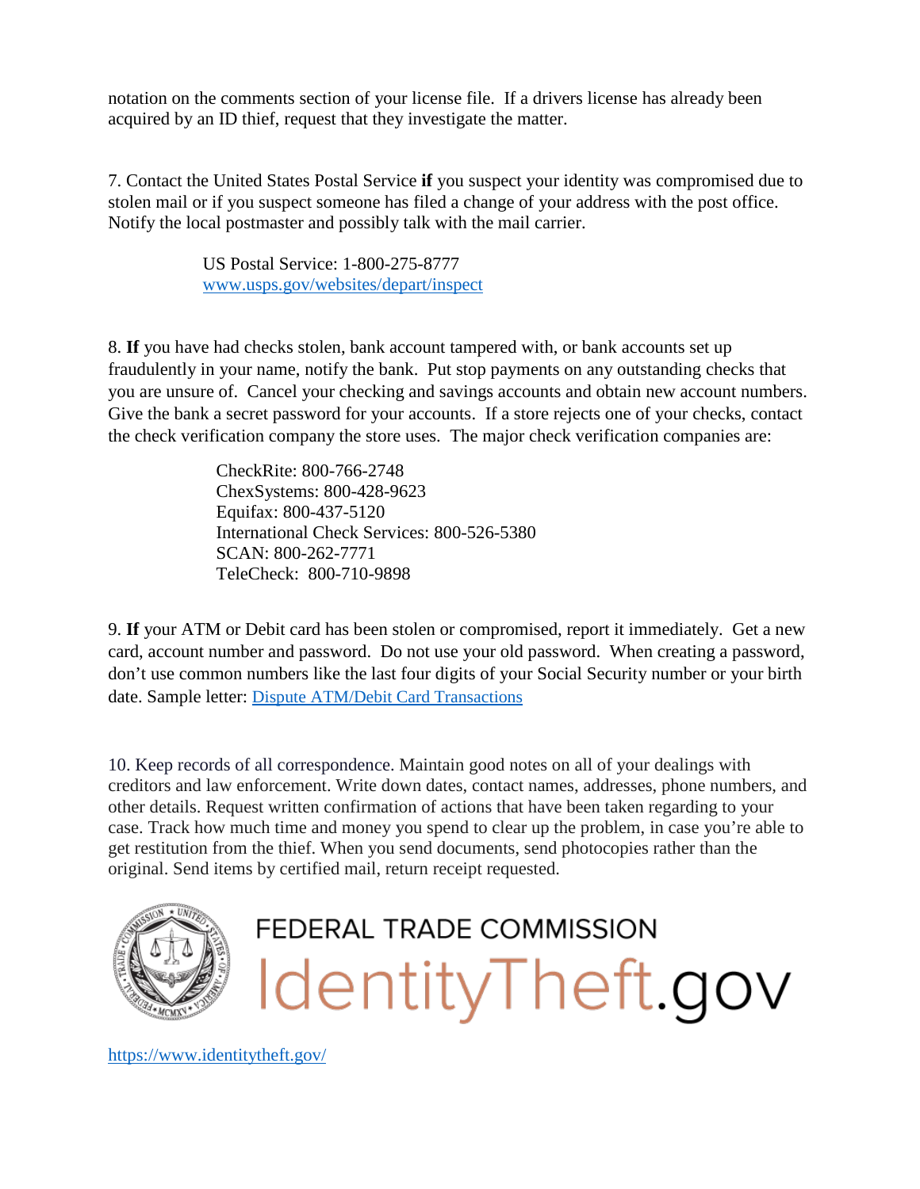notation on the comments section of your license file. If a drivers license has already been acquired by an ID thief, request that they investigate the matter.

7. Contact the United States Postal Service **if** you suspect your identity was compromised due to stolen mail or if you suspect someone has filed a change of your address with the post office. Notify the local postmaster and possibly talk with the mail carrier.

> US Postal Service: 1-800-275-8777
> [www.usps.gov/websites/depart/inspect](www.usps.gov/websites/depart/inspect)

8. **If** you have had checks stolen, bank account tampered with, or bank accounts set up fraudulently in your name, notify the bank. Put stop payments on any outstanding checks that you are unsure of. Cancel your checking and savings accounts and obtain new account numbers. Give the bank a secret password for your accounts. If a store rejects one of your checks, contact the check verification company the store uses. The major check verification companies are:

> CheckRite: 800-766-2748
> ChexSystems: 800-428-9623
> Equifax: 800-437-5120
> International Check Services: 800-526-5380
> SCAN: 800-262-7771
> TeleCheck: 800-710-9898

9. **If** your ATM or Debit card has been stolen or compromised, report it immediately. Get a new card, account number and password. Do not use your old password. When creating a password, don't use common numbers like the last four digits of your Social Security number or your birth date. Sample letter: Dispute ATM/Debit Card Transactions

10. Keep records of all correspondence. Maintain good notes on all of your dealings with creditors and law enforcement. Write down dates, contact names, addresses, phone numbers, and other details. Request written confirmation of actions that have been taken regarding to your case. Track how much time and money you spend to clear up the problem, in case you're able to get restitution from the thief. When you send documents, send photocopies rather than the original. Send items by certified mail, return receipt requested.

FEDERAL TRADE COMMISSION
IdentityTheft.gov

[https://www.identitytheft.gov/](https://www.identitytheft.gov/)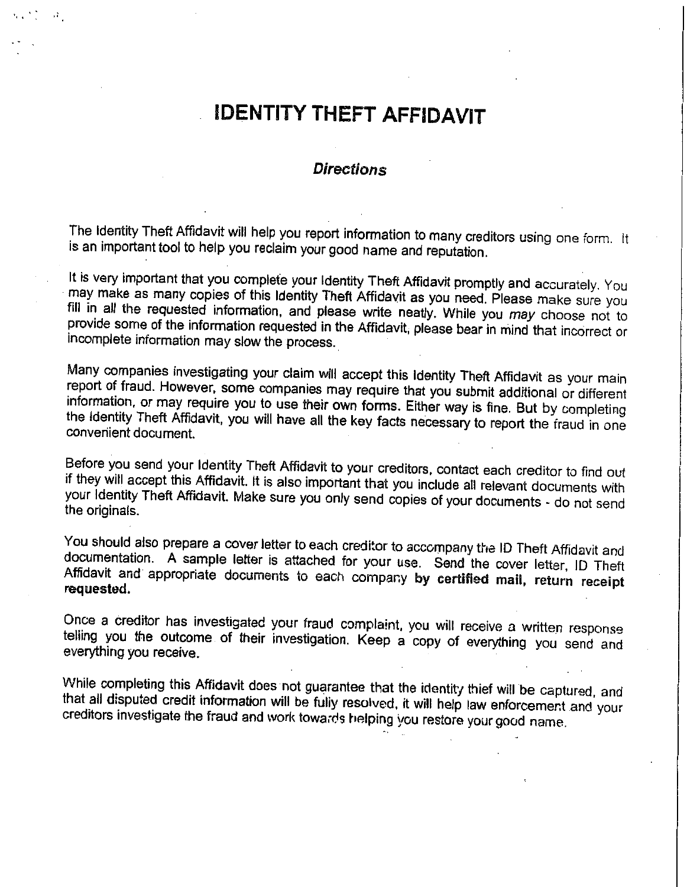# IDENTITY THEFT AFFIDAVIT

### *Directions*

The Identity Theft Affidavit will help you report information to many creditors using one form. It is an important tool to help you reclaim your good name and reputation.

It is very important that you complete your Identity Theft Affidavit promptly and accurately. You may make as many copies of this Identity Theft Affidavit as you need. Please make sure you fill in *all* the requested information, and please write neatly. While you *may* choose not to provide some of the information requested in the Affidavit, please bear in mind that incorrect or incomplete information may slow the process.

Many companies investigating your claim will accept this Identity Theft Affidavit as your main report of fraud. However, some companies may require that you submit additional or different information, or may require you to use their own forms. Either way is fine. But by completing the Identity Theft Affidavit, you will have all the key facts necessary to report the fraud in one convenient document.

Before you send your Identity Theft Affidavit to your creditors, contact each creditor to find out if they will accept this Affidavit. It is also important that you include all relevant documents with your Identity Theft Affidavit. Make sure you only send copies of your documents - do not send the originals.

You should also prepare a cover letter to each creditor to accompany the ID Theft Affidavit and documentation. A sample letter is attached for your use. Send the cover letter, ID Theft Affidavit and appropriate documents to each company **by certified mail, return receipt requested.**

Once a creditor has investigated your fraud complaint, you will receive a written response telling you the outcome of their investigation. Keep a copy of everything you send and everything you receive.

While completing this Affidavit does not guarantee that the identity thief will be captured, and that all disputed credit information will be fully resolved, it will help law enforcement and your creditors investigate the fraud and work towards helping you restore your good name.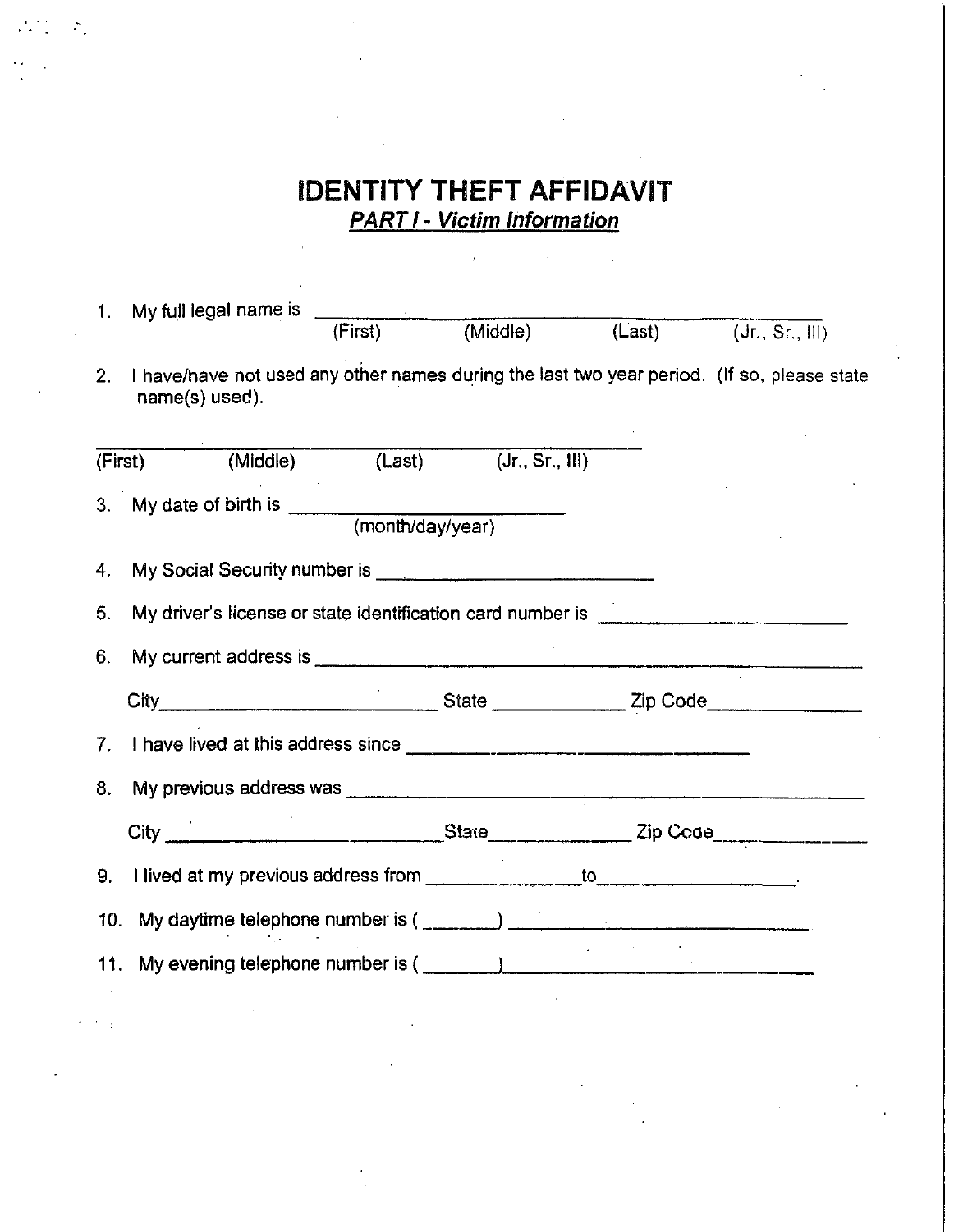# IDENTITY THEFT AFFIDAVIT

## ***PART I - Victim Information***

1. My full legal name is ______________________________________________
   (First) (Middle) (Last) (Jr., Sr., III)

2. I have/have not used any other names during the last two year period. (If so, please state name(s) used).

______________________________________________
(First) (Middle) (Last) (Jr., Sr., III)

3. My date of birth is ________________________
   (month/day/year)

4. My Social Security number is ________________________

5. My driver's license or state identification card number is ________________________

6. My current address is ______________________________________________

   City__________________________ State ____________ Zip Code______________

7. I have lived at this address since ________________________________

8. My previous address was ______________________________________________

   City __________________________State______________ Zip Code______________

9. I lived at my previous address from ______________to__________________.

10. My daytime telephone number is ( _______) ___________________________

11. My evening telephone number is ( _______)___________________________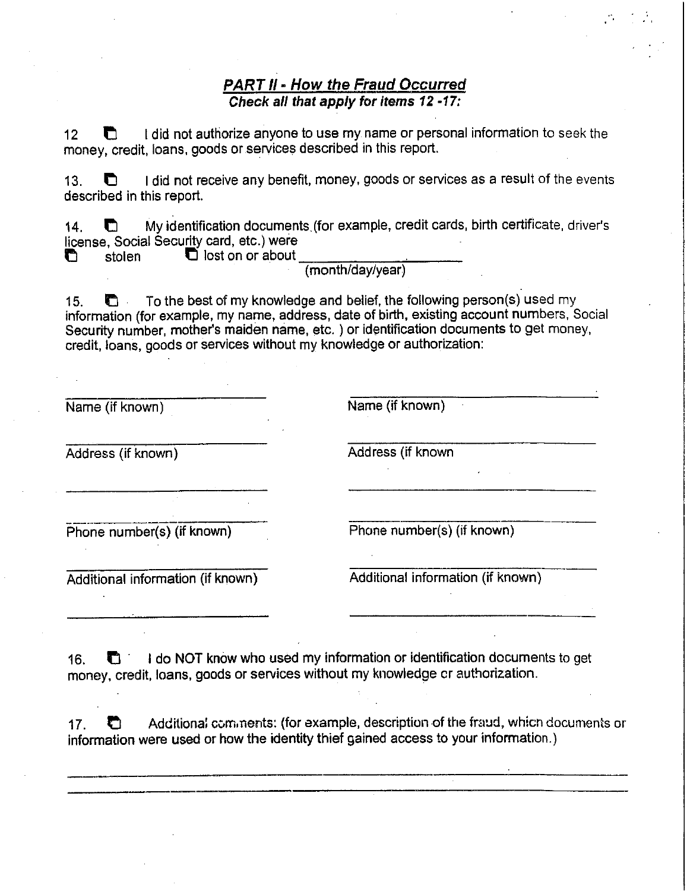## ***PART II - How the Fraud Occurred***
***Check all that apply for items 12 -17:***

12 ☐ I did not authorize anyone to use my name or personal information to seek the money, credit, loans, goods or services described in this report.

13. ☐ I did not receive any benefit, money, goods or services as a result of the events described in this report.

14. ☐ My identification documents (for example, credit cards, birth certificate, driver's license, Social Security card, etc.) were
☐ stolen ☐ lost on or about ____________________
(month/day/year)

15. ☐ To the best of my knowledge and belief, the following person(s) used my information (for example, my name, address, date of birth, existing account numbers, Social Security number, mother's maiden name, etc. ) or identification documents to get money, credit, loans, goods or services without my knowledge or authorization:

____________________
Name (if known)

____________________
Address (if known)

____________________

____________________
Phone number(s) (if known)

____________________
Additional information (if known)

____________________

____________________
Name (if known)

____________________
Address (if known

____________________

____________________
Phone number(s) (if known)

____________________
Additional information (if known)

____________________

16. ☐ I do NOT know who used my information or identification documents to get money, credit, loans, goods or services without my knowledge or authorization.

17. ☐ Additional comments: (for example, description of the fraud, which documents or information were used or how the identity thief gained access to your information.)

________________________________________________________________________________

________________________________________________________________________________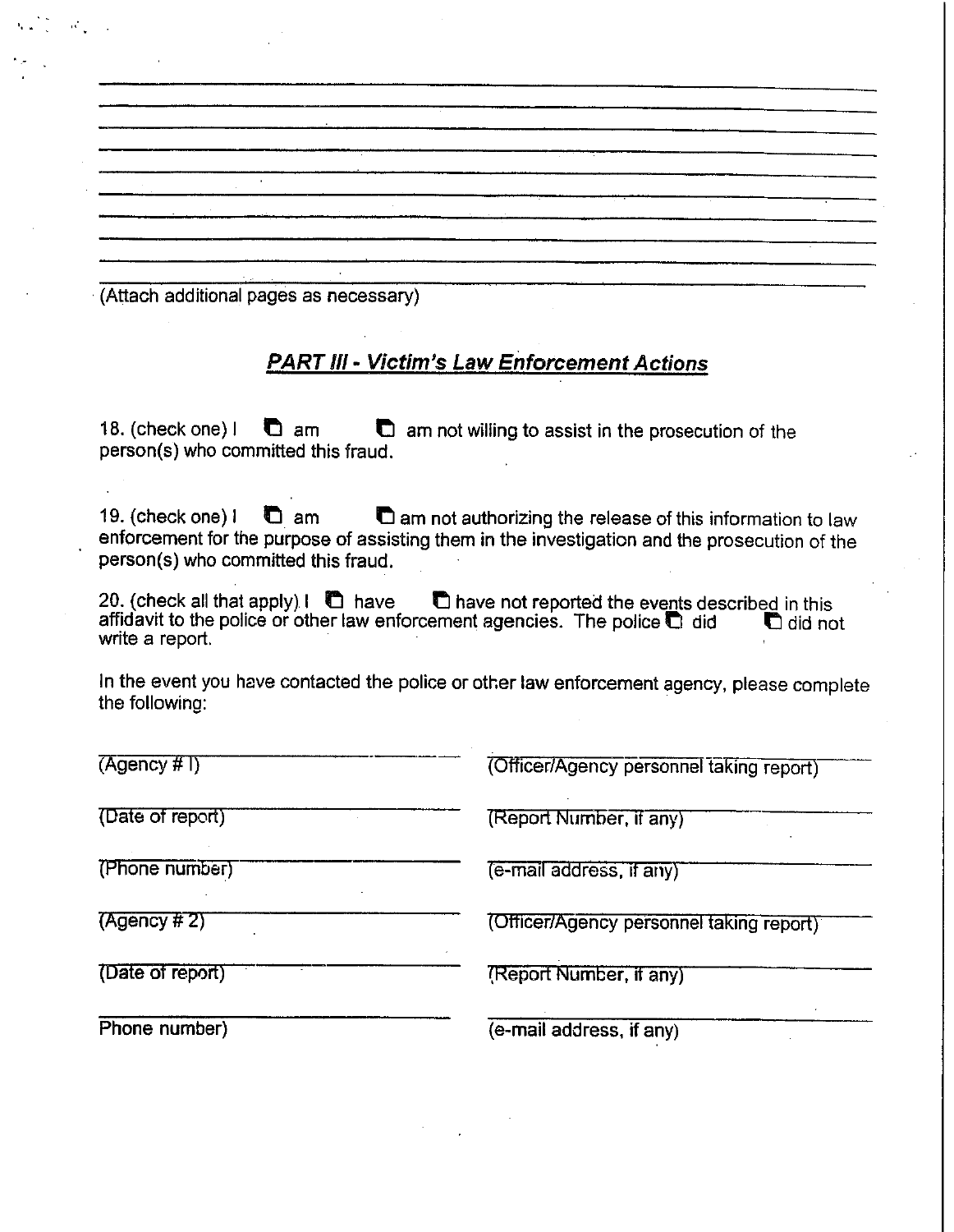(Attach additional pages as necessary)

## ***PART III - Victim's Law Enforcement Actions***

18. (check one) I ☐ am ☐ am not willing to assist in the prosecution of the person(s) who committed this fraud.

19. (check one) I ☐ am ☐ am not authorizing the release of this information to law enforcement for the purpose of assisting them in the investigation and the prosecution of the person(s) who committed this fraud.

20. (check all that apply) I ☐ have ☐ have not reported the events described in this affidavit to the police or other law enforcement agencies. The police ☐ did ☐ did not write a report.

In the event you have contacted the police or other law enforcement agency, please complete the following:

| | |
|---|---|
| (Agency # l) | (Officer/Agency personnel taking report) |
| (Date of report) | (Report Number, if any) |
| (Phone number) | (e-mail address, if any) |
| (Agency # 2) | (Officer/Agency personnel taking report) |
| (Date of report) | (Report Number, if any) |
| Phone number) | (e-mail address, if any) |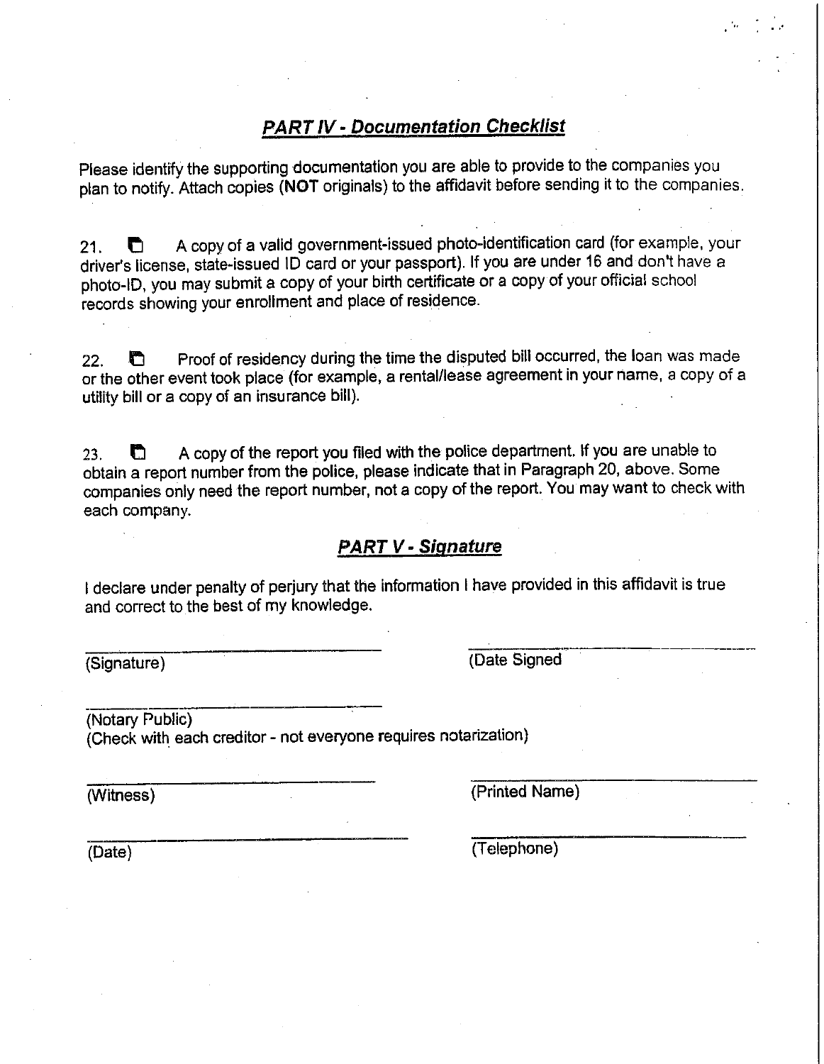## ***PART IV - Documentation Checklist***

Please identify the supporting documentation you are able to provide to the companies you plan to notify. Attach copies (**NOT** originals) to the affidavit before sending it to the companies.

21. ☐ A copy of a valid government-issued photo-identification card (for example, your driver's license, state-issued ID card or your passport). If you are under 16 and don't have a photo-ID, you may submit a copy of your birth certificate or a copy of your official school records showing your enrollment and place of residence.

22. ☐ Proof of residency during the time the disputed bill occurred, the loan was made or the other event took place (for example, a rental/lease agreement in your name, a copy of a utility bill or a copy of an insurance bill).

23. ☐ A copy of the report you filed with the police department. If you are unable to obtain a report number from the police, please indicate that in Paragraph 20, above. Some companies only need the report number, not a copy of the report. You may want to check with each company.

## ***PART V - Signature***

I declare under penalty of perjury that the information I have provided in this affidavit is true and correct to the best of my knowledge.

______________________________ (Signature)

______________________________ (Date Signed)

______________________________ (Notary Public)
(Check with each creditor - not everyone requires notarization)

______________________________ (Witness)

______________________________ (Printed Name)

______________________________ (Date)

______________________________ (Telephone)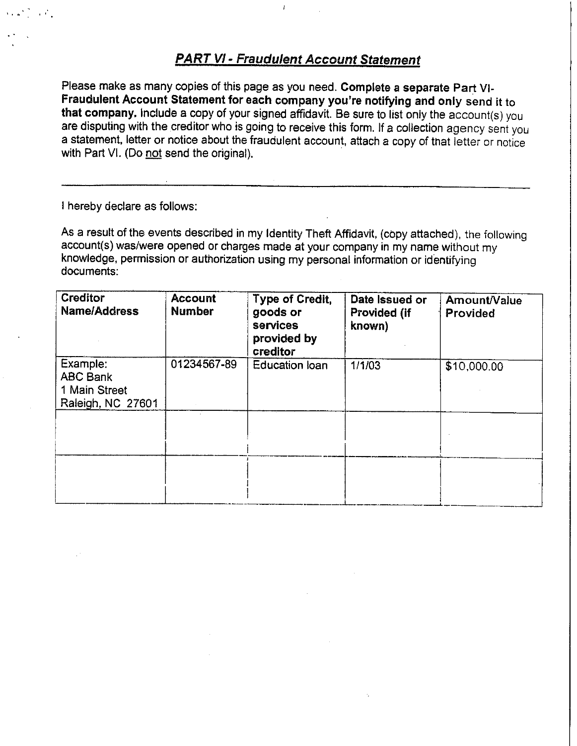## ***PART VI - Fraudulent Account Statement***

Please make as many copies of this page as you need. **Complete a separate Part VI-Fraudulent Account Statement for each company you're notifying and only send it to that company.** Include a copy of your signed affidavit. Be sure to list only the account(s) you are disputing with the creditor who is going to receive this form. If a collection agency sent you a statement, letter or notice about the fraudulent account, attach a copy of that letter or notice with Part VI. (Do <u>not</u> send the original).

---

I hereby declare as follows:

As a result of the events described in my Identity Theft Affidavit, (copy attached), the following account(s) was/were opened or charges made at your company in my name without my knowledge, permission or authorization using my personal information or identifying documents:

| **Creditor Name/Address** | **Account Number** | **Type of Credit, goods or services provided by creditor** | **Date Issued or Provided (if known)** | **Amount/Value Provided** |
|---|---|---|---|---|
| Example: ABC Bank 1 Main Street Raleigh, NC 27601 | 01234567-89 | Education loan | 1/1/03 | $10,000.00 |
| | | | | |
| | | | | |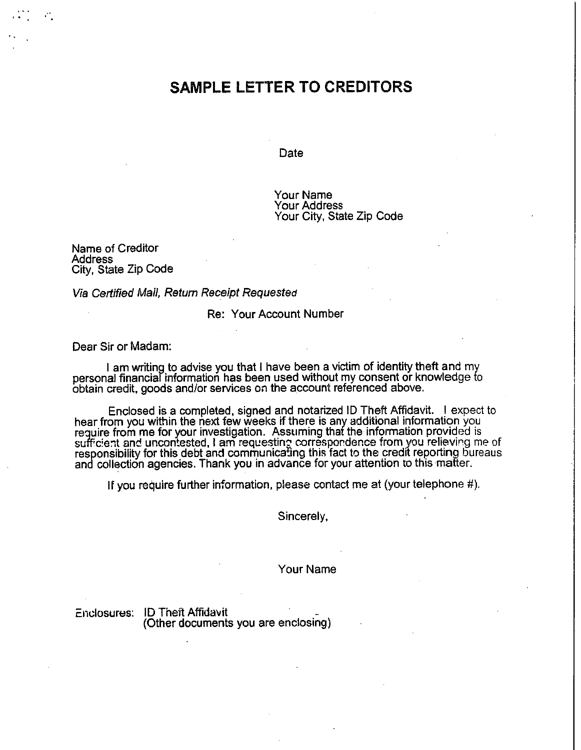# SAMPLE LETTER TO CREDITORS

Date

Your Name
Your Address
Your City, State Zip Code

Name of Creditor
Address
City, State Zip Code

*Via Certified Mail, Return Receipt Requested*

Re: Your Account Number

Dear Sir or Madam:

I am writing to advise you that I have been a victim of identity theft and my personal financial information has been used without my consent or knowledge to obtain credit, goods and/or services on the account referenced above.

Enclosed is a completed, signed and notarized ID Theft Affidavit. I expect to hear from you within the next few weeks if there is any additional information you require from me for your investigation. Assuming that the information provided is sufficient and uncontested, I am requesting correspondence from you relieving me of responsibility for this debt and communicating this fact to the credit reporting bureaus and collection agencies. Thank you in advance for your attention to this matter.

If you require further information, please contact me at (your telephone #).

Sincerely,

Your Name

Enclosures: ID Theft Affidavit
(Other documents you are enclosing)